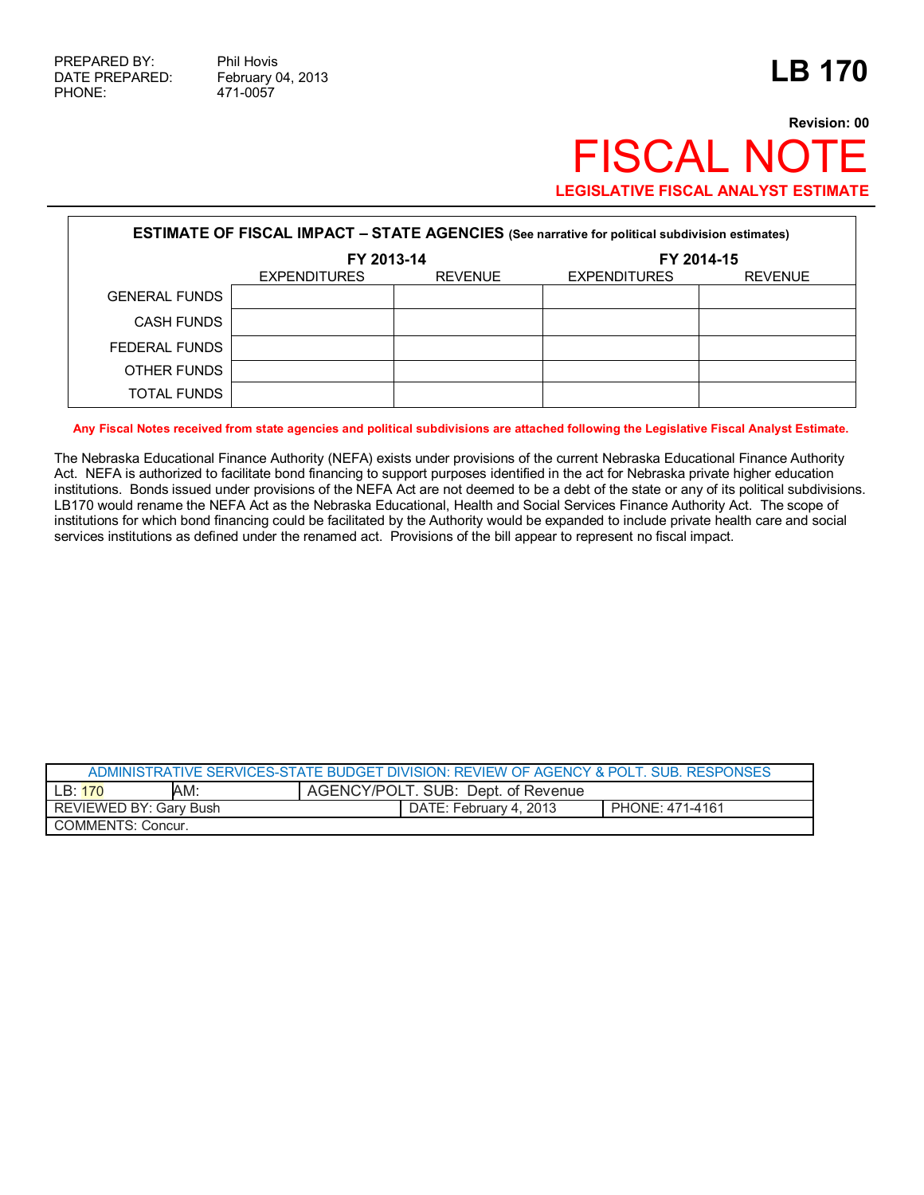PREPARED BY: Phil Hovis
DATE PREPARED: February 04, 2013
PHONE: 471-0057

# LB 170

**Revision: 00**

# FISCAL NOTE

**LEGISLATIVE FISCAL ANALYST ESTIMATE**

| **ESTIMATE OF FISCAL IMPACT – STATE AGENCIES** (See narrative for political subdivision estimates) | | | | |
|---|---|---|---|---|
| | **FY 2013-14** | | **FY 2014-15** | |
| | EXPENDITURES | REVENUE | EXPENDITURES | REVENUE |
| GENERAL FUNDS | | | | |
| CASH FUNDS | | | | |
| FEDERAL FUNDS | | | | |
| OTHER FUNDS | | | | |
| TOTAL FUNDS | | | | |

**Any Fiscal Notes received from state agencies and political subdivisions are attached following the Legislative Fiscal Analyst Estimate.**

The Nebraska Educational Finance Authority (NEFA) exists under provisions of the current Nebraska Educational Finance Authority Act. NEFA is authorized to facilitate bond financing to support purposes identified in the act for Nebraska private higher education institutions. Bonds issued under provisions of the NEFA Act are not deemed to be a debt of the state or any of its political subdivisions. LB170 would rename the NEFA Act as the Nebraska Educational, Health and Social Services Finance Authority Act. The scope of institutions for which bond financing could be facilitated by the Authority would be expanded to include private health care and social services institutions as defined under the renamed act. Provisions of the bill appear to represent no fiscal impact.

| ADMINISTRATIVE SERVICES-STATE BUDGET DIVISION: REVIEW OF AGENCY & POLT. SUB. RESPONSES | | | |
|---|---|---|---|
| LB: 170 | AM: | AGENCY/POLT. SUB: Dept. of Revenue | |
| REVIEWED BY: Gary Bush | | DATE: February 4, 2013 | PHONE: 471-4161 |
| COMMENTS: Concur. | | | |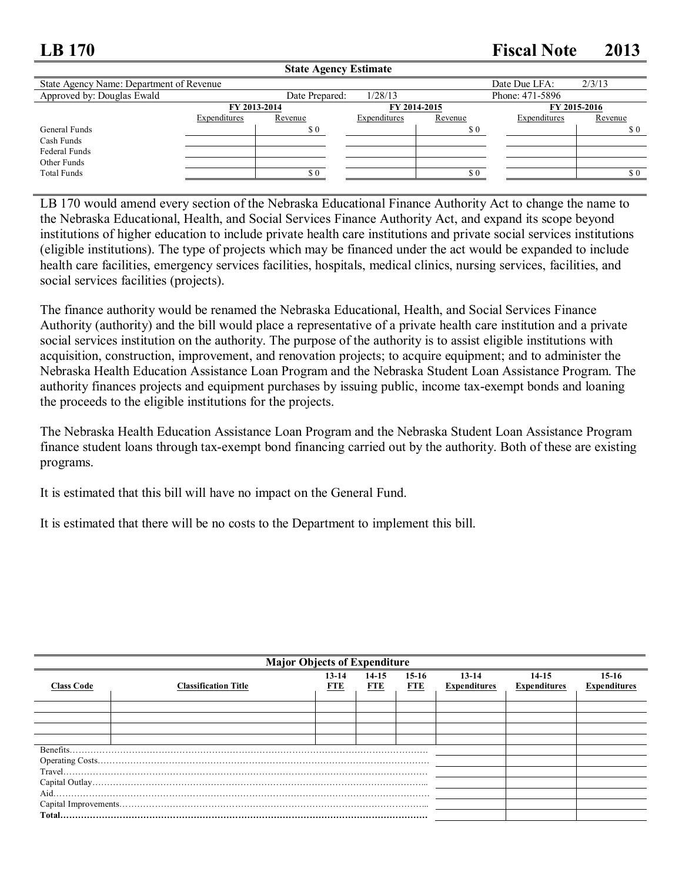# LB 170 Fiscal Note 2013

**State Agency Estimate**

| | | | | | | |
|---|---|---|---|---|---|---|
| State Agency Name: Department of Revenue | | | | | Date Due LFA: 2/3/13 | |
| Approved by: Douglas Ewald | | Date Prepared: 1/28/13 | | | Phone: 471-5896 | |

| | FY 2013-2014 | | FY 2014-2015 | | FY 2015-2016 | |
|---|---|---|---|---|---|---|
| | Expenditures | Revenue | Expenditures | Revenue | Expenditures | Revenue |
| General Funds | | $ 0 | | $ 0 | | $ 0 |
| Cash Funds | | | | | | |
| Federal Funds | | | | | | |
| Other Funds | | | | | | |
| Total Funds | | $ 0 | | $ 0 | | $ 0 |

LB 170 would amend every section of the Nebraska Educational Finance Authority Act to change the name to the Nebraska Educational, Health, and Social Services Finance Authority Act, and expand its scope beyond institutions of higher education to include private health care institutions and private social services institutions (eligible institutions). The type of projects which may be financed under the act would be expanded to include health care facilities, emergency services facilities, hospitals, medical clinics, nursing services, facilities, and social services facilities (projects).

The finance authority would be renamed the Nebraska Educational, Health, and Social Services Finance Authority (authority) and the bill would place a representative of a private health care institution and a private social services institution on the authority. The purpose of the authority is to assist eligible institutions with acquisition, construction, improvement, and renovation projects; to acquire equipment; and to administer the Nebraska Health Education Assistance Loan Program and the Nebraska Student Loan Assistance Program. The authority finances projects and equipment purchases by issuing public, income tax-exempt bonds and loaning the proceeds to the eligible institutions for the projects.

The Nebraska Health Education Assistance Loan Program and the Nebraska Student Loan Assistance Program finance student loans through tax-exempt bond financing carried out by the authority. Both of these are existing programs.

It is estimated that this bill will have no impact on the General Fund.

It is estimated that there will be no costs to the Department to implement this bill.

**Major Objects of Expenditure**

| Class Code | Classification Title | 13-14 FTE | 14-15 FTE | 15-16 FTE | 13-14 Expenditures | 14-15 Expenditures | 15-16 Expenditures |
|---|---|---|---|---|---|---|---|
| | | | | | | | |
| | | | | | | | |
| | | | | | | | |
| | | | | | | | |
| Benefits | | | | | | | |
| Operating Costs | | | | | | | |
| Travel | | | | | | | |
| Capital Outlay | | | | | | | |
| Aid | | | | | | | |
| Capital Improvements | | | | | | | |
| **Total** | | | | | | | |